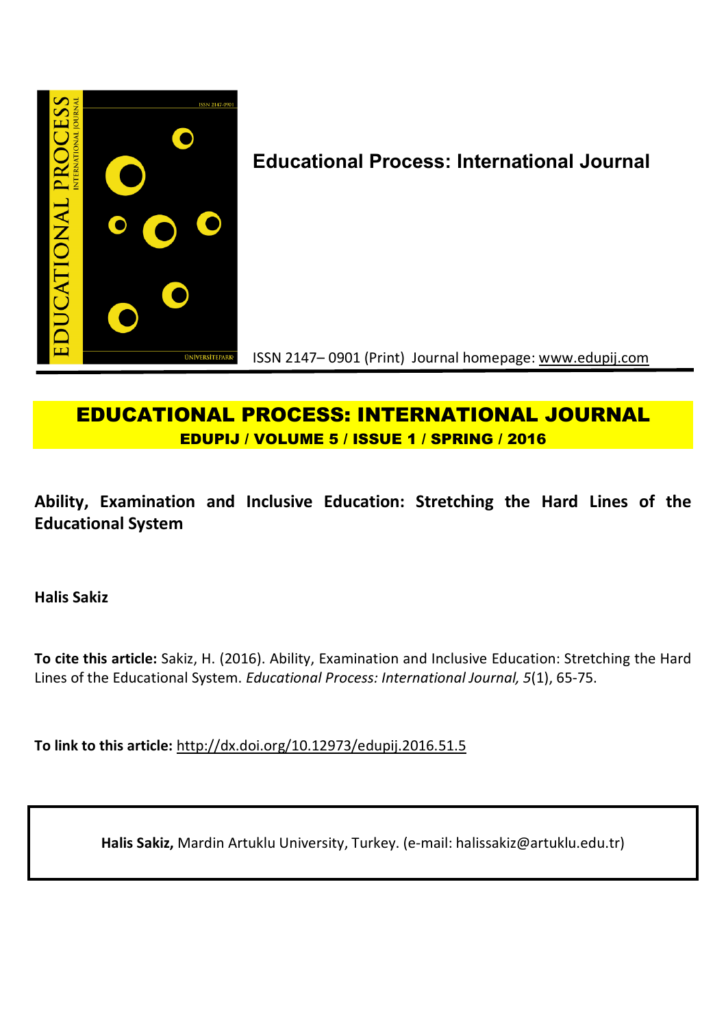**Educational Process: International Journal**

ISSN 2147– 0901 (Print) Journal homepage: www.edupij.com

# EDUCATIONAL PROCESS: INTERNATIONAL JOURNAL

**EDUPIJ / VOLUME 5 / ISSUE 1 / SPRING / 2016**

## Ability, Examination and Inclusive Education: Stretching the Hard Lines of the Educational System

**Halis Sakiz**

**To cite this article:** Sakiz, H. (2016). Ability, Examination and Inclusive Education: Stretching the Hard Lines of the Educational System. *Educational Process: International Journal, 5*(1), 65-75.

**To link to this article:** http://dx.doi.org/10.12973/edupij.2016.51.5

**Halis Sakiz,** Mardin Artuklu University, Turkey. (e-mail: halissakiz@artuklu.edu.tr)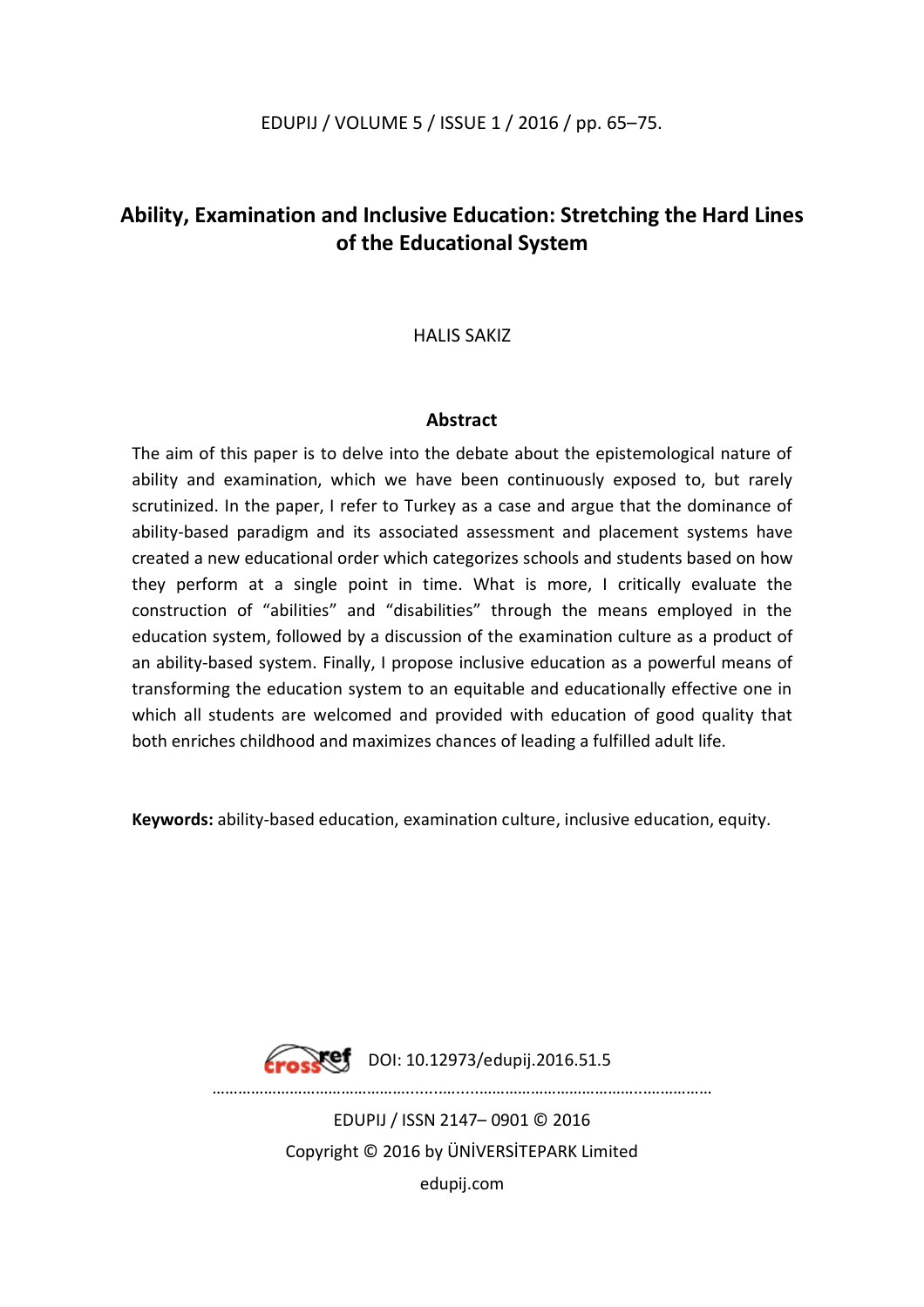# Ability, Examination and Inclusive Education: Stretching the Hard Lines of the Educational System

HALIS SAKIZ

## Abstract

The aim of this paper is to delve into the debate about the epistemological nature of ability and examination, which we have been continuously exposed to, but rarely scrutinized. In the paper, I refer to Turkey as a case and argue that the dominance of ability-based paradigm and its associated assessment and placement systems have created a new educational order which categorizes schools and students based on how they perform at a single point in time. What is more, I critically evaluate the construction of "abilities" and "disabilities" through the means employed in the education system, followed by a discussion of the examination culture as a product of an ability-based system. Finally, I propose inclusive education as a powerful means of transforming the education system to an equitable and educationally effective one in which all students are welcomed and provided with education of good quality that both enriches childhood and maximizes chances of leading a fulfilled adult life.

**Keywords:** ability-based education, examination culture, inclusive education, equity.

DOI: 10.12973/edupij.2016.51.5

EDUPIJ / ISSN 2147– 0901 © 2016

Copyright © 2016 by ÜNİVERSİTEPARK Limited

edupij.com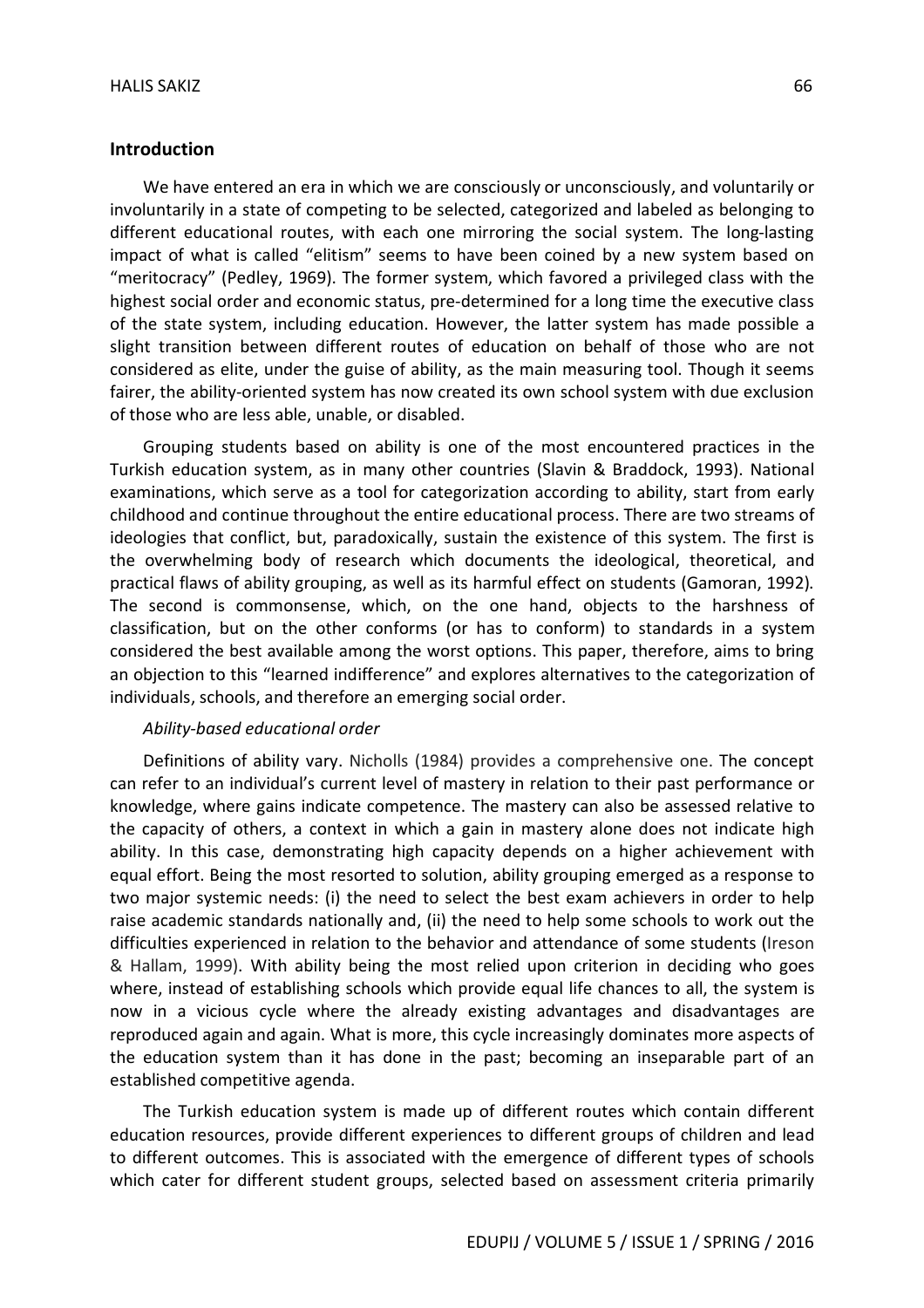## Introduction

We have entered an era in which we are consciously or unconsciously, and voluntarily or involuntarily in a state of competing to be selected, categorized and labeled as belonging to different educational routes, with each one mirroring the social system. The long-lasting impact of what is called "elitism" seems to have been coined by a new system based on "meritocracy" (Pedley, 1969). The former system, which favored a privileged class with the highest social order and economic status, pre-determined for a long time the executive class of the state system, including education. However, the latter system has made possible a slight transition between different routes of education on behalf of those who are not considered as elite, under the guise of ability, as the main measuring tool. Though it seems fairer, the ability-oriented system has now created its own school system with due exclusion of those who are less able, unable, or disabled.

Grouping students based on ability is one of the most encountered practices in the Turkish education system, as in many other countries (Slavin & Braddock, 1993). National examinations, which serve as a tool for categorization according to ability, start from early childhood and continue throughout the entire educational process. There are two streams of ideologies that conflict, but, paradoxically, sustain the existence of this system. The first is the overwhelming body of research which documents the ideological, theoretical, and practical flaws of ability grouping, as well as its harmful effect on students (Gamoran, 1992). The second is commonsense, which, on the one hand, objects to the harshness of classification, but on the other conforms (or has to conform) to standards in a system considered the best available among the worst options. This paper, therefore, aims to bring an objection to this "learned indifference" and explores alternatives to the categorization of individuals, schools, and therefore an emerging social order.

*Ability-based educational order*

Definitions of ability vary. Nicholls (1984) provides a comprehensive one. The concept can refer to an individual's current level of mastery in relation to their past performance or knowledge, where gains indicate competence. The mastery can also be assessed relative to the capacity of others, a context in which a gain in mastery alone does not indicate high ability. In this case, demonstrating high capacity depends on a higher achievement with equal effort. Being the most resorted to solution, ability grouping emerged as a response to two major systemic needs: (i) the need to select the best exam achievers in order to help raise academic standards nationally and, (ii) the need to help some schools to work out the difficulties experienced in relation to the behavior and attendance of some students (Ireson & Hallam, 1999). With ability being the most relied upon criterion in deciding who goes where, instead of establishing schools which provide equal life chances to all, the system is now in a vicious cycle where the already existing advantages and disadvantages are reproduced again and again. What is more, this cycle increasingly dominates more aspects of the education system than it has done in the past; becoming an inseparable part of an established competitive agenda.

The Turkish education system is made up of different routes which contain different education resources, provide different experiences to different groups of children and lead to different outcomes. This is associated with the emergence of different types of schools which cater for different student groups, selected based on assessment criteria primarily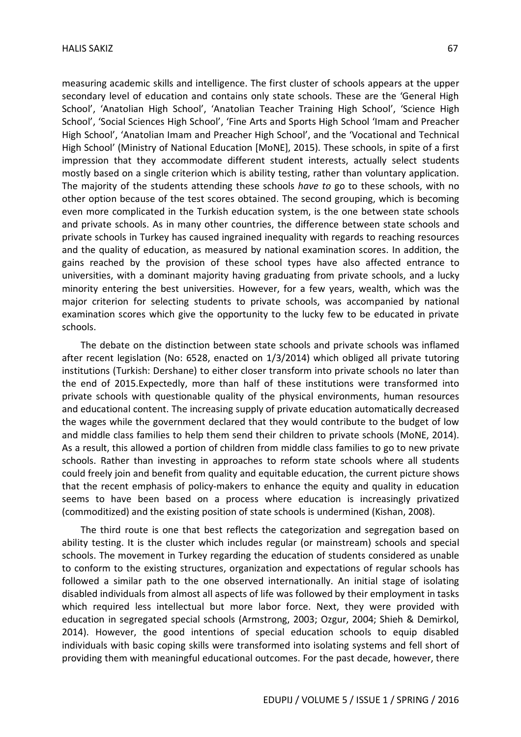measuring academic skills and intelligence. The first cluster of schools appears at the upper secondary level of education and contains only state schools. These are the 'General High School', 'Anatolian High School', 'Anatolian Teacher Training High School', 'Science High School', 'Social Sciences High School', 'Fine Arts and Sports High School 'Imam and Preacher High School', 'Anatolian Imam and Preacher High School', and the 'Vocational and Technical High School' (Ministry of National Education [MoNE], 2015). These schools, in spite of a first impression that they accommodate different student interests, actually select students mostly based on a single criterion which is ability testing, rather than voluntary application. The majority of the students attending these schools *have to* go to these schools, with no other option because of the test scores obtained. The second grouping, which is becoming even more complicated in the Turkish education system, is the one between state schools and private schools. As in many other countries, the difference between state schools and private schools in Turkey has caused ingrained inequality with regards to reaching resources and the quality of education, as measured by national examination scores. In addition, the gains reached by the provision of these school types have also affected entrance to universities, with a dominant majority having graduating from private schools, and a lucky minority entering the best universities. However, for a few years, wealth, which was the major criterion for selecting students to private schools, was accompanied by national examination scores which give the opportunity to the lucky few to be educated in private schools.

The debate on the distinction between state schools and private schools was inflamed after recent legislation (No: 6528, enacted on 1/3/2014) which obliged all private tutoring institutions (Turkish: Dershane) to either closer transform into private schools no later than the end of 2015.Expectedly, more than half of these institutions were transformed into private schools with questionable quality of the physical environments, human resources and educational content. The increasing supply of private education automatically decreased the wages while the government declared that they would contribute to the budget of low and middle class families to help them send their children to private schools (MoNE, 2014). As a result, this allowed a portion of children from middle class families to go to new private schools. Rather than investing in approaches to reform state schools where all students could freely join and benefit from quality and equitable education, the current picture shows that the recent emphasis of policy-makers to enhance the equity and quality in education seems to have been based on a process where education is increasingly privatized (commoditized) and the existing position of state schools is undermined (Kishan, 2008).

The third route is one that best reflects the categorization and segregation based on ability testing. It is the cluster which includes regular (or mainstream) schools and special schools. The movement in Turkey regarding the education of students considered as unable to conform to the existing structures, organization and expectations of regular schools has followed a similar path to the one observed internationally. An initial stage of isolating disabled individuals from almost all aspects of life was followed by their employment in tasks which required less intellectual but more labor force. Next, they were provided with education in segregated special schools (Armstrong, 2003; Ozgur, 2004; Shieh & Demirkol, 2014). However, the good intentions of special education schools to equip disabled individuals with basic coping skills were transformed into isolating systems and fell short of providing them with meaningful educational outcomes. For the past decade, however, there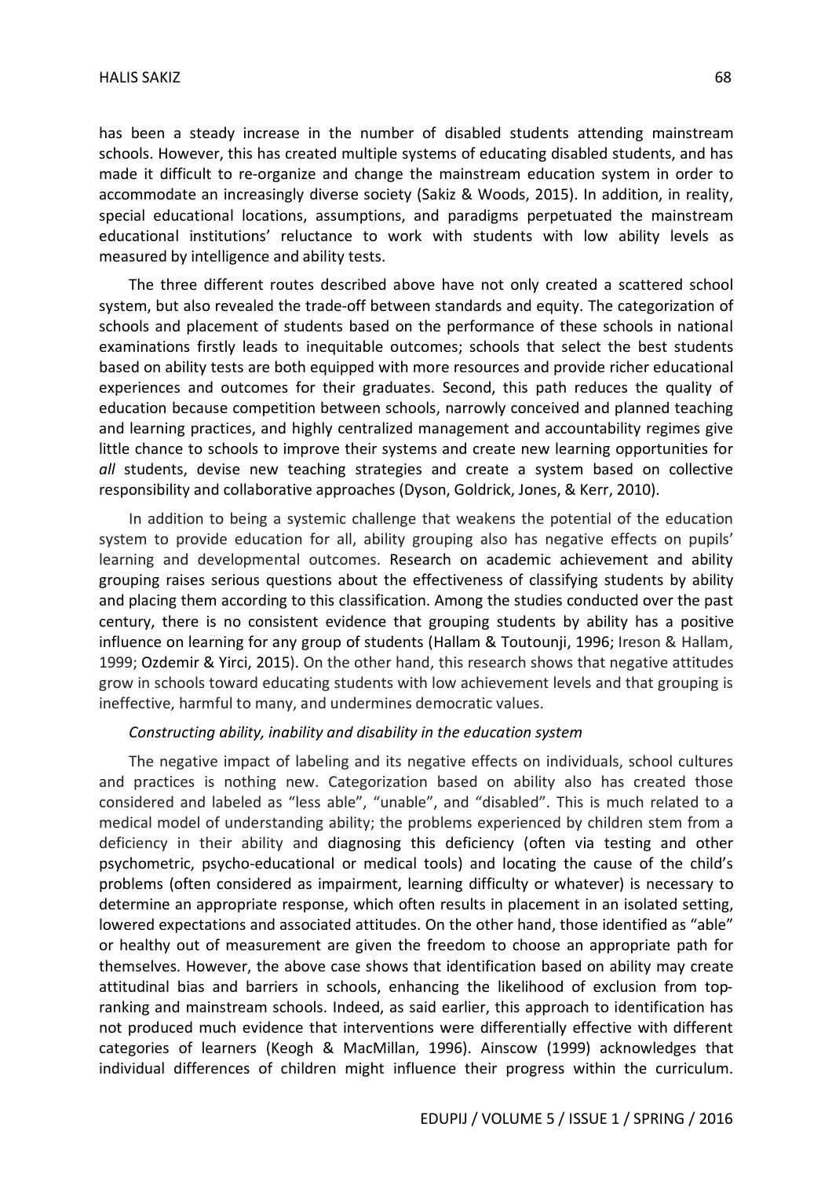has been a steady increase in the number of disabled students attending mainstream schools. However, this has created multiple systems of educating disabled students, and has made it difficult to re-organize and change the mainstream education system in order to accommodate an increasingly diverse society (Sakiz & Woods, 2015). In addition, in reality, special educational locations, assumptions, and paradigms perpetuated the mainstream educational institutions' reluctance to work with students with low ability levels as measured by intelligence and ability tests.

The three different routes described above have not only created a scattered school system, but also revealed the trade-off between standards and equity. The categorization of schools and placement of students based on the performance of these schools in national examinations firstly leads to inequitable outcomes; schools that select the best students based on ability tests are both equipped with more resources and provide richer educational experiences and outcomes for their graduates. Second, this path reduces the quality of education because competition between schools, narrowly conceived and planned teaching and learning practices, and highly centralized management and accountability regimes give little chance to schools to improve their systems and create new learning opportunities for *all* students, devise new teaching strategies and create a system based on collective responsibility and collaborative approaches (Dyson, Goldrick, Jones, & Kerr, 2010).

In addition to being a systemic challenge that weakens the potential of the education system to provide education for all, ability grouping also has negative effects on pupils' learning and developmental outcomes. Research on academic achievement and ability grouping raises serious questions about the effectiveness of classifying students by ability and placing them according to this classification. Among the studies conducted over the past century, there is no consistent evidence that grouping students by ability has a positive influence on learning for any group of students (Hallam & Toutounji, 1996; Ireson & Hallam, 1999; Ozdemir & Yirci, 2015). On the other hand, this research shows that negative attitudes grow in schools toward educating students with low achievement levels and that grouping is ineffective, harmful to many, and undermines democratic values.

*Constructing ability, inability and disability in the education system*

The negative impact of labeling and its negative effects on individuals, school cultures and practices is nothing new. Categorization based on ability also has created those considered and labeled as "less able", "unable", and "disabled". This is much related to a medical model of understanding ability; the problems experienced by children stem from a deficiency in their ability and diagnosing this deficiency (often via testing and other psychometric, psycho-educational or medical tools) and locating the cause of the child's problems (often considered as impairment, learning difficulty or whatever) is necessary to determine an appropriate response, which often results in placement in an isolated setting, lowered expectations and associated attitudes. On the other hand, those identified as "able" or healthy out of measurement are given the freedom to choose an appropriate path for themselves. However, the above case shows that identification based on ability may create attitudinal bias and barriers in schools, enhancing the likelihood of exclusion from top-ranking and mainstream schools. Indeed, as said earlier, this approach to identification has not produced much evidence that interventions were differentially effective with different categories of learners (Keogh & MacMillan, 1996). Ainscow (1999) acknowledges that individual differences of children might influence their progress within the curriculum.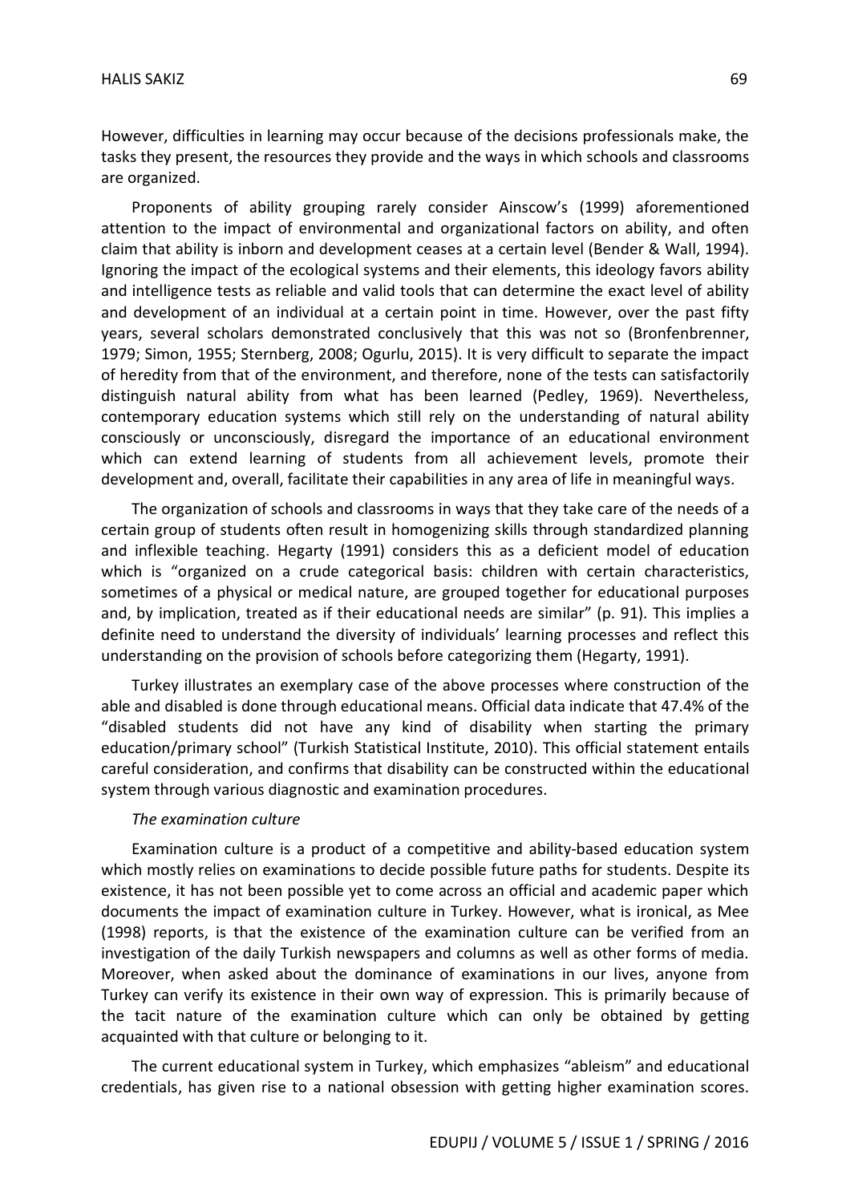However, difficulties in learning may occur because of the decisions professionals make, the tasks they present, the resources they provide and the ways in which schools and classrooms are organized.

Proponents of ability grouping rarely consider Ainscow's (1999) aforementioned attention to the impact of environmental and organizational factors on ability, and often claim that ability is inborn and development ceases at a certain level (Bender & Wall, 1994). Ignoring the impact of the ecological systems and their elements, this ideology favors ability and intelligence tests as reliable and valid tools that can determine the exact level of ability and development of an individual at a certain point in time. However, over the past fifty years, several scholars demonstrated conclusively that this was not so (Bronfenbrenner, 1979; Simon, 1955; Sternberg, 2008; Ogurlu, 2015). It is very difficult to separate the impact of heredity from that of the environment, and therefore, none of the tests can satisfactorily distinguish natural ability from what has been learned (Pedley, 1969). Nevertheless, contemporary education systems which still rely on the understanding of natural ability consciously or unconsciously, disregard the importance of an educational environment which can extend learning of students from all achievement levels, promote their development and, overall, facilitate their capabilities in any area of life in meaningful ways.

The organization of schools and classrooms in ways that they take care of the needs of a certain group of students often result in homogenizing skills through standardized planning and inflexible teaching. Hegarty (1991) considers this as a deficient model of education which is "organized on a crude categorical basis: children with certain characteristics, sometimes of a physical or medical nature, are grouped together for educational purposes and, by implication, treated as if their educational needs are similar" (p. 91). This implies a definite need to understand the diversity of individuals' learning processes and reflect this understanding on the provision of schools before categorizing them (Hegarty, 1991).

Turkey illustrates an exemplary case of the above processes where construction of the able and disabled is done through educational means. Official data indicate that 47.4% of the "disabled students did not have any kind of disability when starting the primary education/primary school" (Turkish Statistical Institute, 2010). This official statement entails careful consideration, and confirms that disability can be constructed within the educational system through various diagnostic and examination procedures.

*The examination culture*

Examination culture is a product of a competitive and ability-based education system which mostly relies on examinations to decide possible future paths for students. Despite its existence, it has not been possible yet to come across an official and academic paper which documents the impact of examination culture in Turkey. However, what is ironical, as Mee (1998) reports, is that the existence of the examination culture can be verified from an investigation of the daily Turkish newspapers and columns as well as other forms of media. Moreover, when asked about the dominance of examinations in our lives, anyone from Turkey can verify its existence in their own way of expression. This is primarily because of the tacit nature of the examination culture which can only be obtained by getting acquainted with that culture or belonging to it.

The current educational system in Turkey, which emphasizes "ableism" and educational credentials, has given rise to a national obsession with getting higher examination scores.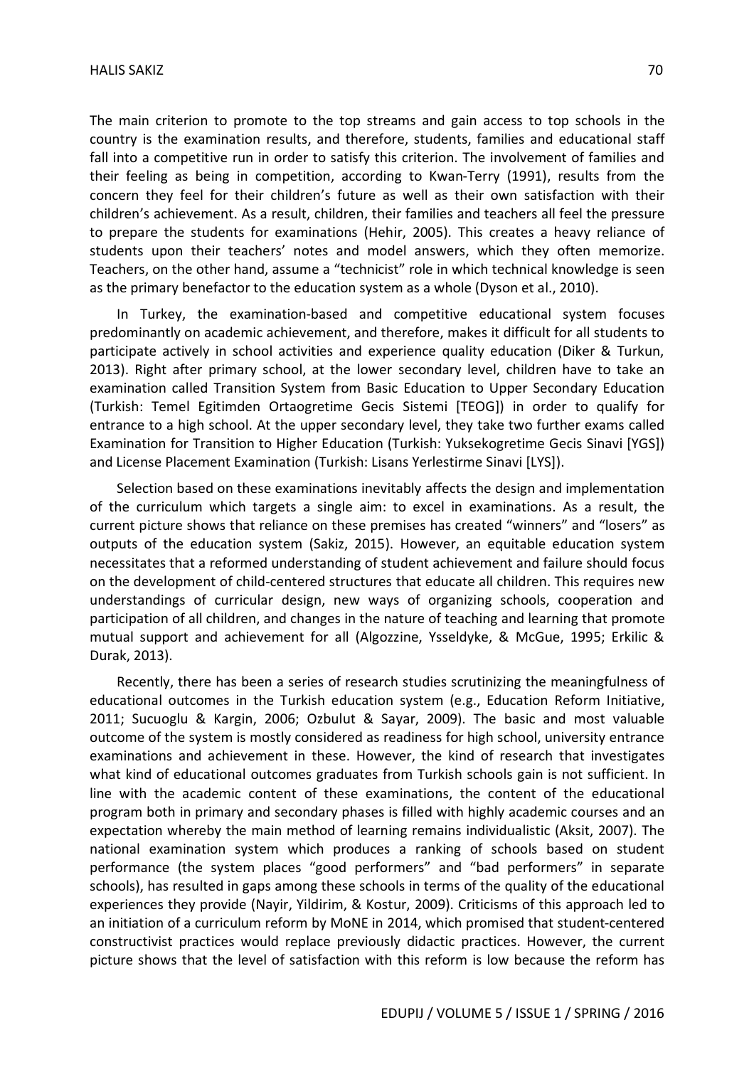The main criterion to promote to the top streams and gain access to top schools in the country is the examination results, and therefore, students, families and educational staff fall into a competitive run in order to satisfy this criterion. The involvement of families and their feeling as being in competition, according to Kwan-Terry (1991), results from the concern they feel for their children's future as well as their own satisfaction with their children's achievement. As a result, children, their families and teachers all feel the pressure to prepare the students for examinations (Hehir, 2005). This creates a heavy reliance of students upon their teachers' notes and model answers, which they often memorize. Teachers, on the other hand, assume a "technicist" role in which technical knowledge is seen as the primary benefactor to the education system as a whole (Dyson et al., 2010).

In Turkey, the examination-based and competitive educational system focuses predominantly on academic achievement, and therefore, makes it difficult for all students to participate actively in school activities and experience quality education (Diker & Turkun, 2013). Right after primary school, at the lower secondary level, children have to take an examination called Transition System from Basic Education to Upper Secondary Education (Turkish: Temel Egitimden Ortaogretime Gecis Sistemi [TEOG]) in order to qualify for entrance to a high school. At the upper secondary level, they take two further exams called Examination for Transition to Higher Education (Turkish: Yuksekogretime Gecis Sinavi [YGS]) and License Placement Examination (Turkish: Lisans Yerlestirme Sinavi [LYS]).

Selection based on these examinations inevitably affects the design and implementation of the curriculum which targets a single aim: to excel in examinations. As a result, the current picture shows that reliance on these premises has created "winners" and "losers" as outputs of the education system (Sakiz, 2015). However, an equitable education system necessitates that a reformed understanding of student achievement and failure should focus on the development of child-centered structures that educate all children. This requires new understandings of curricular design, new ways of organizing schools, cooperation and participation of all children, and changes in the nature of teaching and learning that promote mutual support and achievement for all (Algozzine, Ysseldyke, & McGue, 1995; Erkilic & Durak, 2013).

Recently, there has been a series of research studies scrutinizing the meaningfulness of educational outcomes in the Turkish education system (e.g., Education Reform Initiative, 2011; Sucuoglu & Kargin, 2006; Ozbulut & Sayar, 2009). The basic and most valuable outcome of the system is mostly considered as readiness for high school, university entrance examinations and achievement in these. However, the kind of research that investigates what kind of educational outcomes graduates from Turkish schools gain is not sufficient. In line with the academic content of these examinations, the content of the educational program both in primary and secondary phases is filled with highly academic courses and an expectation whereby the main method of learning remains individualistic (Aksit, 2007). The national examination system which produces a ranking of schools based on student performance (the system places "good performers" and "bad performers" in separate schools), has resulted in gaps among these schools in terms of the quality of the educational experiences they provide (Nayir, Yildirim, & Kostur, 2009). Criticisms of this approach led to an initiation of a curriculum reform by MoNE in 2014, which promised that student-centered constructivist practices would replace previously didactic practices. However, the current picture shows that the level of satisfaction with this reform is low because the reform has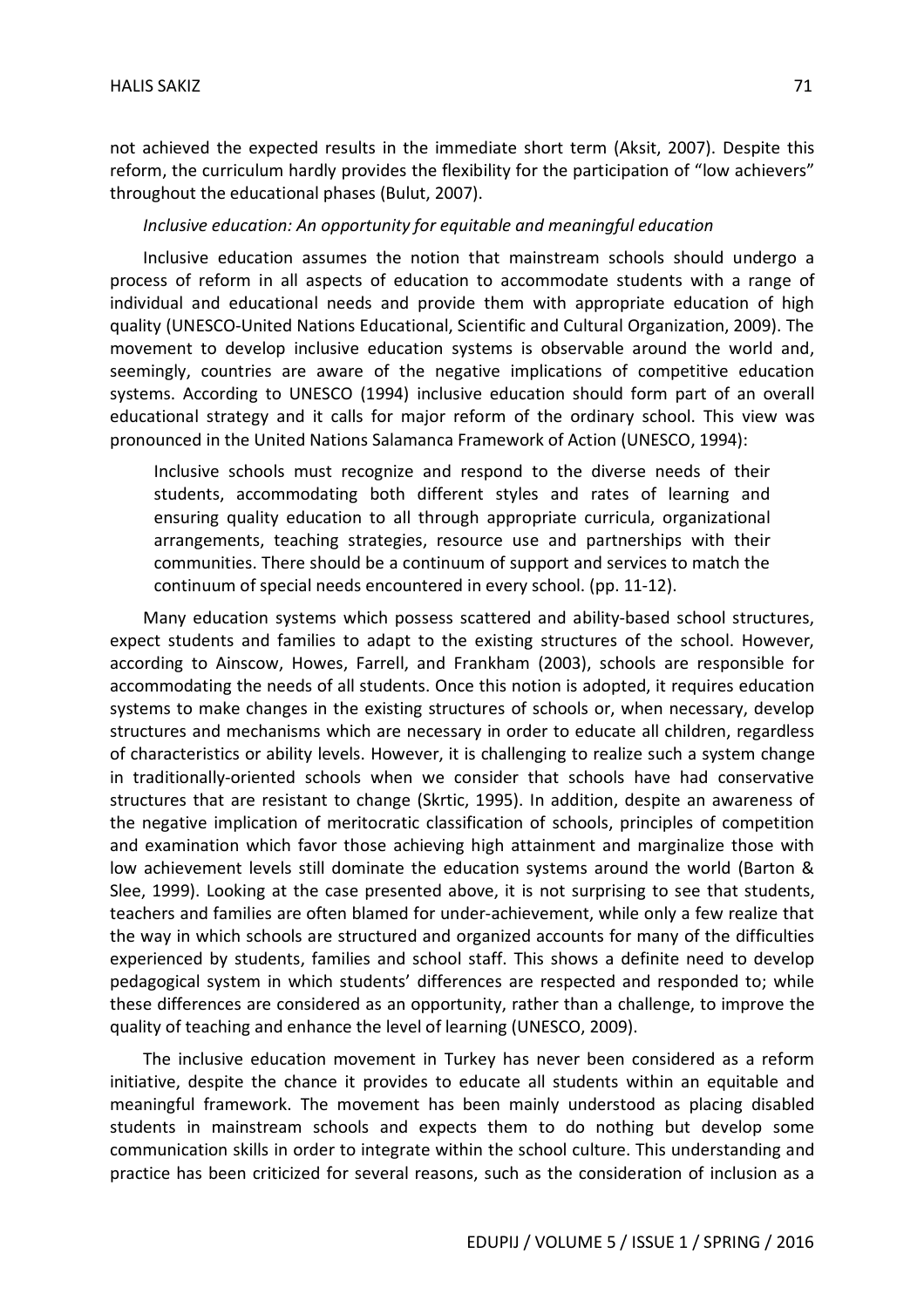not achieved the expected results in the immediate short term (Aksit, 2007). Despite this reform, the curriculum hardly provides the flexibility for the participation of "low achievers" throughout the educational phases (Bulut, 2007).

*Inclusive education: An opportunity for equitable and meaningful education*

Inclusive education assumes the notion that mainstream schools should undergo a process of reform in all aspects of education to accommodate students with a range of individual and educational needs and provide them with appropriate education of high quality (UNESCO-United Nations Educational, Scientific and Cultural Organization, 2009). The movement to develop inclusive education systems is observable around the world and, seemingly, countries are aware of the negative implications of competitive education systems. According to UNESCO (1994) inclusive education should form part of an overall educational strategy and it calls for major reform of the ordinary school. This view was pronounced in the United Nations Salamanca Framework of Action (UNESCO, 1994):

> Inclusive schools must recognize and respond to the diverse needs of their students, accommodating both different styles and rates of learning and ensuring quality education to all through appropriate curricula, organizational arrangements, teaching strategies, resource use and partnerships with their communities. There should be a continuum of support and services to match the continuum of special needs encountered in every school. (pp. 11-12).

Many education systems which possess scattered and ability-based school structures, expect students and families to adapt to the existing structures of the school. However, according to Ainscow, Howes, Farrell, and Frankham (2003), schools are responsible for accommodating the needs of all students. Once this notion is adopted, it requires education systems to make changes in the existing structures of schools or, when necessary, develop structures and mechanisms which are necessary in order to educate all children, regardless of characteristics or ability levels. However, it is challenging to realize such a system change in traditionally-oriented schools when we consider that schools have had conservative structures that are resistant to change (Skrtic, 1995). In addition, despite an awareness of the negative implication of meritocratic classification of schools, principles of competition and examination which favor those achieving high attainment and marginalize those with low achievement levels still dominate the education systems around the world (Barton & Slee, 1999). Looking at the case presented above, it is not surprising to see that students, teachers and families are often blamed for under-achievement, while only a few realize that the way in which schools are structured and organized accounts for many of the difficulties experienced by students, families and school staff. This shows a definite need to develop pedagogical system in which students' differences are respected and responded to; while these differences are considered as an opportunity, rather than a challenge, to improve the quality of teaching and enhance the level of learning (UNESCO, 2009).

The inclusive education movement in Turkey has never been considered as a reform initiative, despite the chance it provides to educate all students within an equitable and meaningful framework. The movement has been mainly understood as placing disabled students in mainstream schools and expects them to do nothing but develop some communication skills in order to integrate within the school culture. This understanding and practice has been criticized for several reasons, such as the consideration of inclusion as a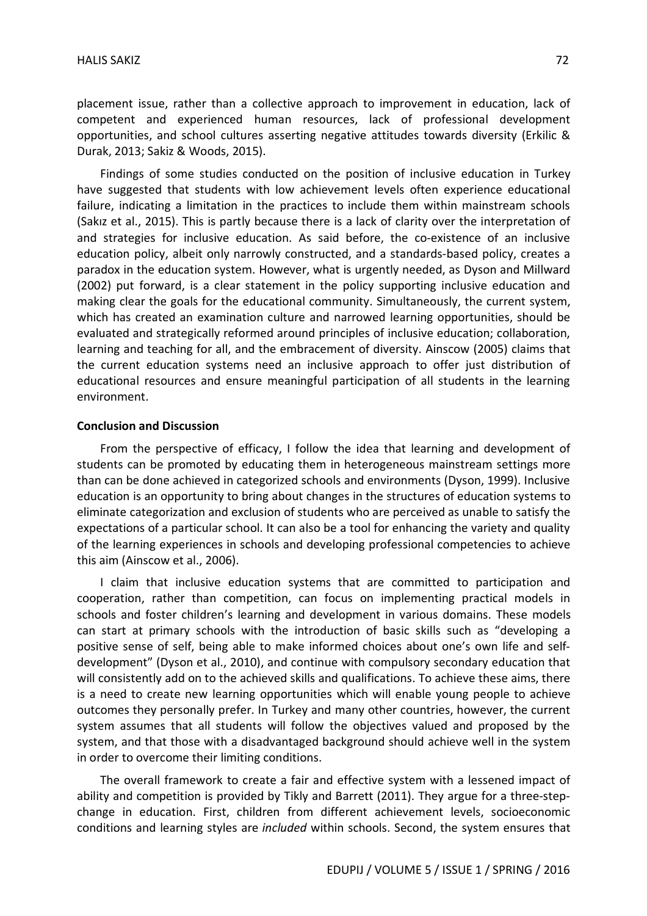placement issue, rather than a collective approach to improvement in education, lack of competent and experienced human resources, lack of professional development opportunities, and school cultures asserting negative attitudes towards diversity (Erkilic & Durak, 2013; Sakiz & Woods, 2015).

Findings of some studies conducted on the position of inclusive education in Turkey have suggested that students with low achievement levels often experience educational failure, indicating a limitation in the practices to include them within mainstream schools (Sakız et al., 2015). This is partly because there is a lack of clarity over the interpretation of and strategies for inclusive education. As said before, the co-existence of an inclusive education policy, albeit only narrowly constructed, and a standards-based policy, creates a paradox in the education system. However, what is urgently needed, as Dyson and Millward (2002) put forward, is a clear statement in the policy supporting inclusive education and making clear the goals for the educational community. Simultaneously, the current system, which has created an examination culture and narrowed learning opportunities, should be evaluated and strategically reformed around principles of inclusive education; collaboration, learning and teaching for all, and the embracement of diversity. Ainscow (2005) claims that the current education systems need an inclusive approach to offer just distribution of educational resources and ensure meaningful participation of all students in the learning environment.

**Conclusion and Discussion**

From the perspective of efficacy, I follow the idea that learning and development of students can be promoted by educating them in heterogeneous mainstream settings more than can be done achieved in categorized schools and environments (Dyson, 1999). Inclusive education is an opportunity to bring about changes in the structures of education systems to eliminate categorization and exclusion of students who are perceived as unable to satisfy the expectations of a particular school. It can also be a tool for enhancing the variety and quality of the learning experiences in schools and developing professional competencies to achieve this aim (Ainscow et al., 2006).

I claim that inclusive education systems that are committed to participation and cooperation, rather than competition, can focus on implementing practical models in schools and foster children's learning and development in various domains. These models can start at primary schools with the introduction of basic skills such as "developing a positive sense of self, being able to make informed choices about one's own life and self-development" (Dyson et al., 2010), and continue with compulsory secondary education that will consistently add on to the achieved skills and qualifications. To achieve these aims, there is a need to create new learning opportunities which will enable young people to achieve outcomes they personally prefer. In Turkey and many other countries, however, the current system assumes that all students will follow the objectives valued and proposed by the system, and that those with a disadvantaged background should achieve well in the system in order to overcome their limiting conditions.

The overall framework to create a fair and effective system with a lessened impact of ability and competition is provided by Tikly and Barrett (2011). They argue for a three-step-change in education. First, children from different achievement levels, socioeconomic conditions and learning styles are *included* within schools. Second, the system ensures that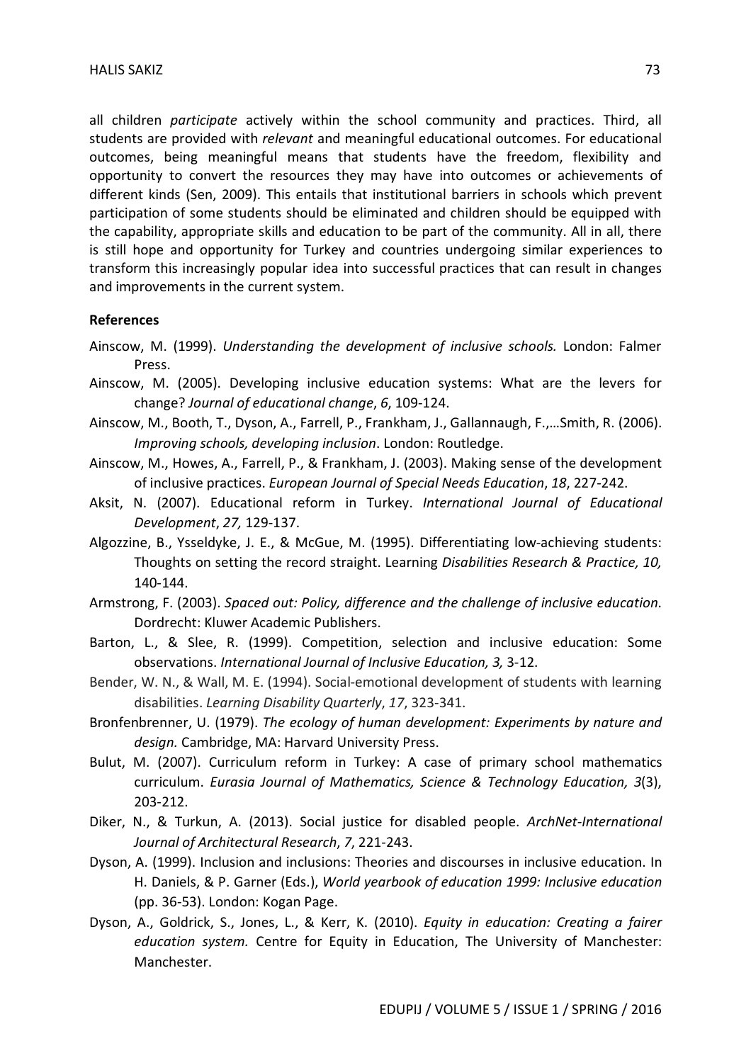all children *participate* actively within the school community and practices. Third, all students are provided with *relevant* and meaningful educational outcomes. For educational outcomes, being meaningful means that students have the freedom, flexibility and opportunity to convert the resources they may have into outcomes or achievements of different kinds (Sen, 2009). This entails that institutional barriers in schools which prevent participation of some students should be eliminated and children should be equipped with the capability, appropriate skills and education to be part of the community. All in all, there is still hope and opportunity for Turkey and countries undergoing similar experiences to transform this increasingly popular idea into successful practices that can result in changes and improvements in the current system.

**References**

Ainscow, M. (1999). *Understanding the development of inclusive schools.* London: Falmer Press.

Ainscow, M. (2005). Developing inclusive education systems: What are the levers for change? *Journal of educational change*, *6*, 109-124.

Ainscow, M., Booth, T., Dyson, A., Farrell, P., Frankham, J., Gallannaugh, F.,…Smith, R. (2006). *Improving schools, developing inclusion*. London: Routledge.

Ainscow, M., Howes, A., Farrell, P., & Frankham, J. (2003). Making sense of the development of inclusive practices. *European Journal of Special Needs Education*, *18*, 227-242.

Aksit, N. (2007). Educational reform in Turkey. *International Journal of Educational Development*, *27,* 129-137.

Algozzine, B., Ysseldyke, J. E., & McGue, M. (1995). Differentiating low-achieving students: Thoughts on setting the record straight. Learning *Disabilities Research & Practice, 10,* 140-144.

Armstrong, F. (2003). *Spaced out: Policy, difference and the challenge of inclusive education.* Dordrecht: Kluwer Academic Publishers.

Barton, L., & Slee, R. (1999). Competition, selection and inclusive education: Some observations. *International Journal of Inclusive Education, 3,* 3-12.

Bender, W. N., & Wall, M. E. (1994). Social-emotional development of students with learning disabilities. *Learning Disability Quarterly*, *17*, 323-341.

Bronfenbrenner, U. (1979). *The ecology of human development: Experiments by nature and design.* Cambridge, MA: Harvard University Press.

Bulut, M. (2007). Curriculum reform in Turkey: A case of primary school mathematics curriculum. *Eurasia Journal of Mathematics, Science & Technology Education, 3*(3), 203-212.

Diker, N., & Turkun, A. (2013). Social justice for disabled people. *ArchNet-International Journal of Architectural Research*, *7*, 221-243.

Dyson, A. (1999). Inclusion and inclusions: Theories and discourses in inclusive education. In H. Daniels, & P. Garner (Eds.), *World yearbook of education 1999: Inclusive education* (pp. 36-53). London: Kogan Page.

Dyson, A., Goldrick, S., Jones, L., & Kerr, K. (2010). *Equity in education: Creating a fairer education system.* Centre for Equity in Education, The University of Manchester: Manchester.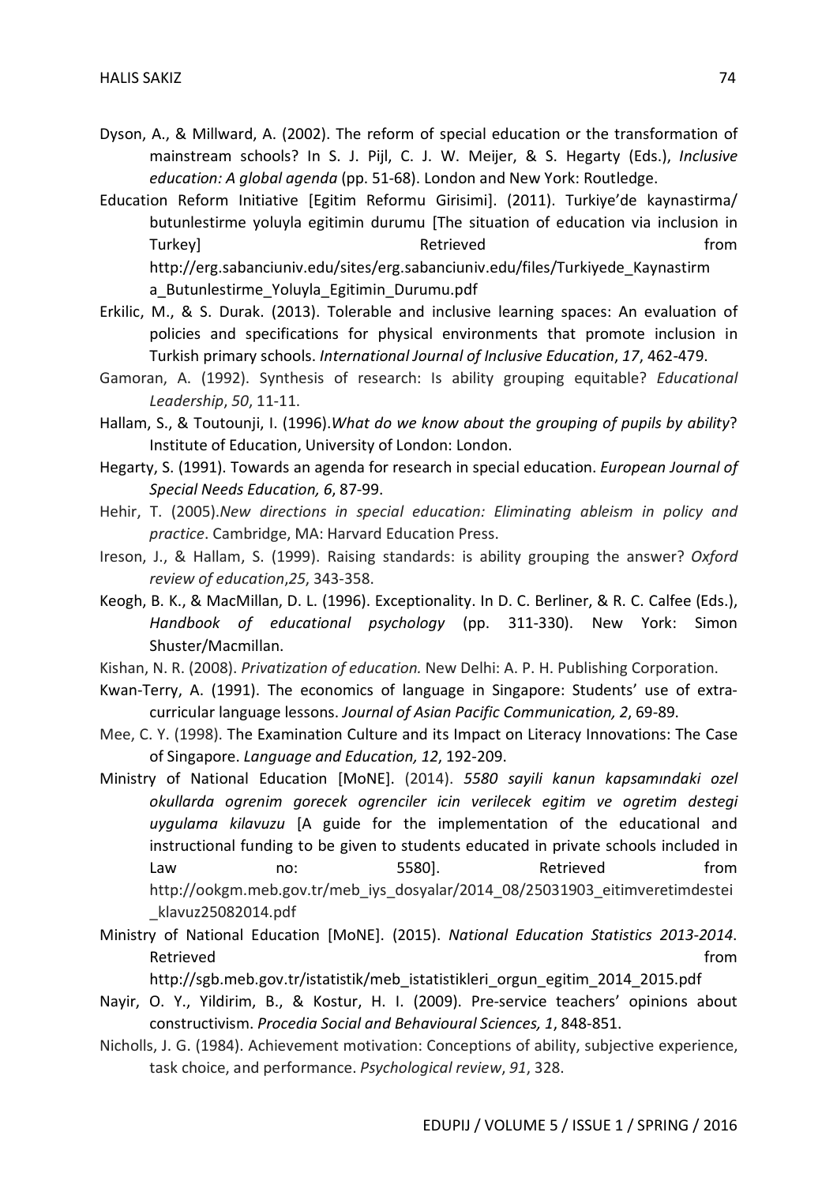Dyson, A., & Millward, A. (2002). The reform of special education or the transformation of mainstream schools? In S. J. Pijl, C. J. W. Meijer, & S. Hegarty (Eds.), *Inclusive education: A global agenda* (pp. 51-68). London and New York: Routledge.

Education Reform Initiative [Egitim Reformu Girisimi]. (2011). Turkiye'de kaynastirma/ butunlestirme yoluyla egitimin durumu [The situation of education via inclusion in Turkey] Retrieved from http://erg.sabanciuniv.edu/sites/erg.sabanciuniv.edu/files/Turkiyede_Kaynastirma_Butunlestirme_Yoluyla_Egitimin_Durumu.pdf

Erkilic, M., & S. Durak. (2013). Tolerable and inclusive learning spaces: An evaluation of policies and specifications for physical environments that promote inclusion in Turkish primary schools. *International Journal of Inclusive Education*, *17*, 462-479.

Gamoran, A. (1992). Synthesis of research: Is ability grouping equitable? *Educational Leadership*, *50*, 11-11.

Hallam, S., & Toutounji, I. (1996).*What do we know about the grouping of pupils by ability*? Institute of Education, University of London: London.

Hegarty, S. (1991). Towards an agenda for research in special education. *European Journal of Special Needs Education, 6*, 87-99.

Hehir, T. (2005).*New directions in special education: Eliminating ableism in policy and practice*. Cambridge, MA: Harvard Education Press.

Ireson, J., & Hallam, S. (1999). Raising standards: is ability grouping the answer? *Oxford review of education*,*25*, 343-358.

Keogh, B. K., & MacMillan, D. L. (1996). Exceptionality. In D. C. Berliner, & R. C. Calfee (Eds.), *Handbook of educational psychology* (pp. 311-330). New York: Simon Shuster/Macmillan.

Kishan, N. R. (2008). *Privatization of education.* New Delhi: A. P. H. Publishing Corporation.

Kwan-Terry, A. (1991). The economics of language in Singapore: Students' use of extra-curricular language lessons. *Journal of Asian Pacific Communication, 2*, 69-89.

Mee, C. Y. (1998). The Examination Culture and its Impact on Literacy Innovations: The Case of Singapore. *Language and Education, 12*, 192-209.

Ministry of National Education [MoNE]. (2014). *5580 sayili kanun kapsamındaki ozel okullarda ogrenim gorecek ogrenciler icin verilecek egitim ve ogretim destegi uygulama kilavuzu* [A guide for the implementation of the educational and instructional funding to be given to students educated in private schools included in Law no: 5580]. Retrieved from http://ookgm.meb.gov.tr/meb_iys_dosyalar/2014_08/25031903_eitimveretimdestei_klavuz25082014.pdf

Ministry of National Education [MoNE]. (2015). *National Education Statistics 2013-2014.* Retrieved from http://sgb.meb.gov.tr/istatistik/meb_istatistikleri_orgun_egitim_2014_2015.pdf

Nayir, O. Y., Yildirim, B., & Kostur, H. I. (2009). Pre-service teachers' opinions about constructivism. *Procedia Social and Behavioural Sciences, 1*, 848-851.

Nicholls, J. G. (1984). Achievement motivation: Conceptions of ability, subjective experience, task choice, and performance. *Psychological review*, *91*, 328.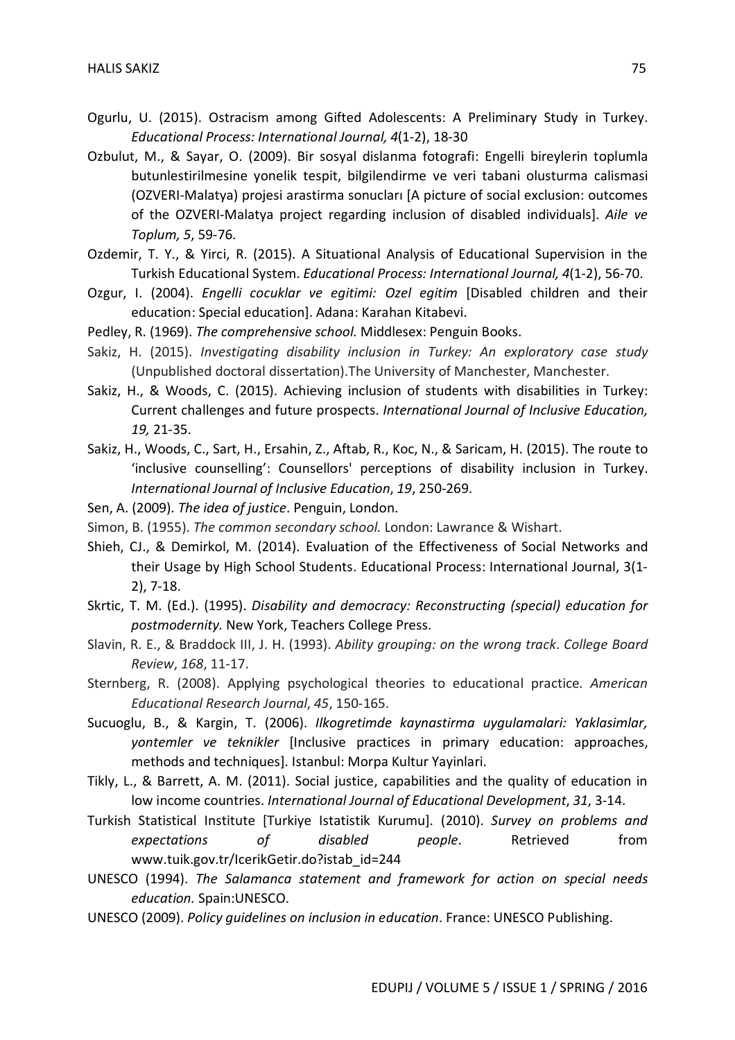Ogurlu, U. (2015). Ostracism among Gifted Adolescents: A Preliminary Study in Turkey. *Educational Process: International Journal, 4*(1-2), 18-30

Ozbulut, M., & Sayar, O. (2009). Bir sosyal dislanma fotografi: Engelli bireylerin toplumla butunlestirilmesine yonelik tespit, bilgilendirme ve veri tabani olusturma calismasi (OZVERI-Malatya) projesi arastirma sonucları [A picture of social exclusion: outcomes of the OZVERI-Malatya project regarding inclusion of disabled individuals]. *Aile ve Toplum, 5*, 59-76.

Ozdemir, T. Y., & Yirci, R. (2015). A Situational Analysis of Educational Supervision in the Turkish Educational System. *Educational Process: International Journal, 4*(1-2), 56-70.

Ozgur, I. (2004). *Engelli cocuklar ve egitimi: Ozel egitim* [Disabled children and their education: Special education]. Adana: Karahan Kitabevi.

Pedley, R. (1969). *The comprehensive school.* Middlesex: Penguin Books.

Sakiz, H. (2015). *Investigating disability inclusion in Turkey: An exploratory case study* (Unpublished doctoral dissertation).The University of Manchester, Manchester.

Sakiz, H., & Woods, C. (2015). Achieving inclusion of students with disabilities in Turkey: Current challenges and future prospects. *International Journal of Inclusive Education, 19,* 21-35.

Sakiz, H., Woods, C., Sart, H., Ersahin, Z., Aftab, R., Koc, N., & Saricam, H. (2015). The route to 'inclusive counselling': Counsellors' perceptions of disability inclusion in Turkey. *International Journal of Inclusive Education*, *19*, 250-269.

Sen, A. (2009). *The idea of justice*. Penguin, London.

Simon, B. (1955). *The common secondary school.* London: Lawrance & Wishart.

Shieh, CJ., & Demirkol, M. (2014). Evaluation of the Effectiveness of Social Networks and their Usage by High School Students. Educational Process: International Journal, 3(1-2), 7-18.

Skrtic, T. M. (Ed.). (1995). *Disability and democracy: Reconstructing (special) education for postmodernity.* New York, Teachers College Press.

Slavin, R. E., & Braddock III, J. H. (1993). *Ability grouping: on the wrong track*. *College Board Review*, *168*, 11-17.

Sternberg, R. (2008). Applying psychological theories to educational practice. *American Educational Research Journal*, *45*, 150-165.

Sucuoglu, B., & Kargin, T. (2006). *Ilkogretimde kaynastirma uygulamalari: Yaklasimlar, yontemler ve teknikler* [Inclusive practices in primary education: approaches, methods and techniques]. Istanbul: Morpa Kultur Yayinlari.

Tikly, L., & Barrett, A. M. (2011). Social justice, capabilities and the quality of education in low income countries. *International Journal of Educational Development*, *31*, 3-14.

Turkish Statistical Institute [Turkiye Istatistik Kurumu]. (2010). *Survey on problems and expectations of disabled people*. Retrieved from www.tuik.gov.tr/IcerikGetir.do?istab_id=244

UNESCO (1994). *The Salamanca statement and framework for action on special needs education.* Spain:UNESCO.

UNESCO (2009). *Policy guidelines on inclusion in education*. France: UNESCO Publishing.